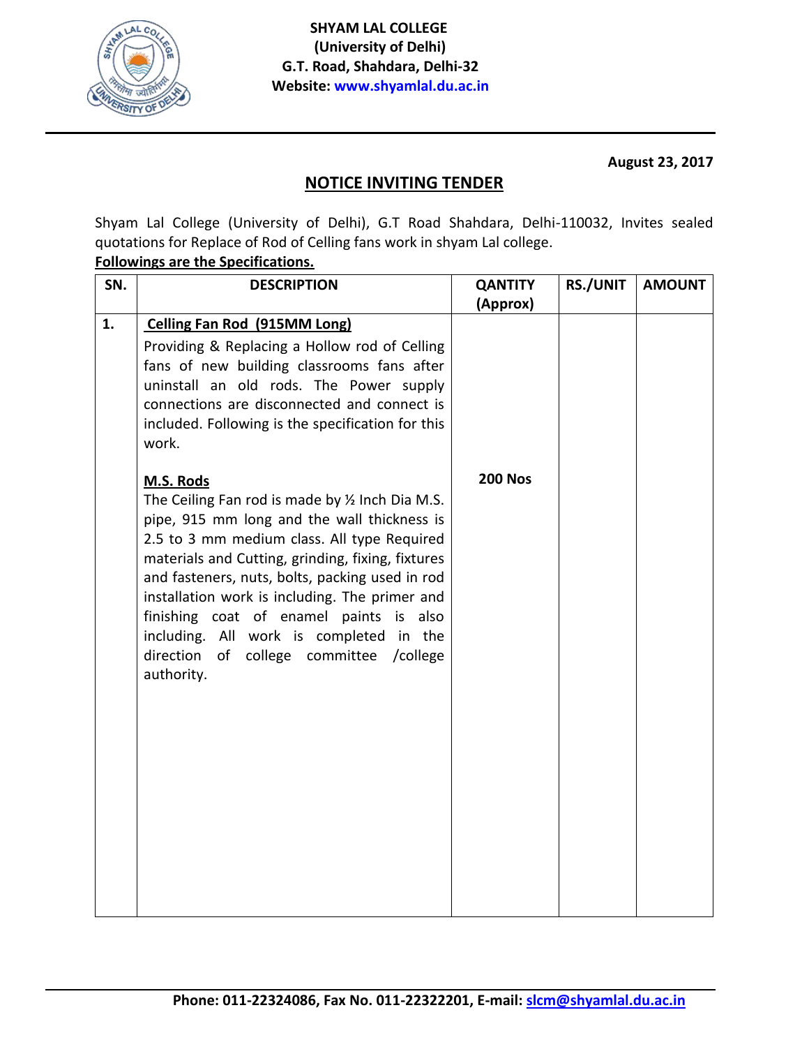**SHYAM LAL COLLEGE**
**(University of Delhi)**
**G.T. Road, Shahdara, Delhi-32**
**Website: www.shyamlal.du.ac.in**

**August 23, 2017**

## NOTICE INVITING TENDER

Shyam Lal College (University of Delhi), G.T Road Shahdara, Delhi-110032, Invites sealed quotations for Replace of Rod of Celling fans work in shyam Lal college.

**Followings are the Specifications.**

| SN. | DESCRIPTION | QANTITY (Approx) | RS./UNIT | AMOUNT |
|---|---|---|---|---|
| 1. | **Celling Fan Rod (915MM Long)**<br>Providing & Replacing a Hollow rod of Celling fans of new building classrooms fans after uninstall an old rods. The Power supply connections are disconnected and connect is included. Following is the specification for this work.<br><br>**M.S. Rods**<br>The Ceiling Fan rod is made by ½ Inch Dia M.S. pipe, 915 mm long and the wall thickness is 2.5 to 3 mm medium class. All type Required materials and Cutting, grinding, fixing, fixtures and fasteners, nuts, bolts, packing used in rod installation work is including. The primer and finishing coat of enamel paints is also including. All work is completed in the direction of college committee /college authority. | **200 Nos** | | |

**Phone: 011-22324086, Fax No. 011-22322201, E-mail: slcm@shyamlal.du.ac.in**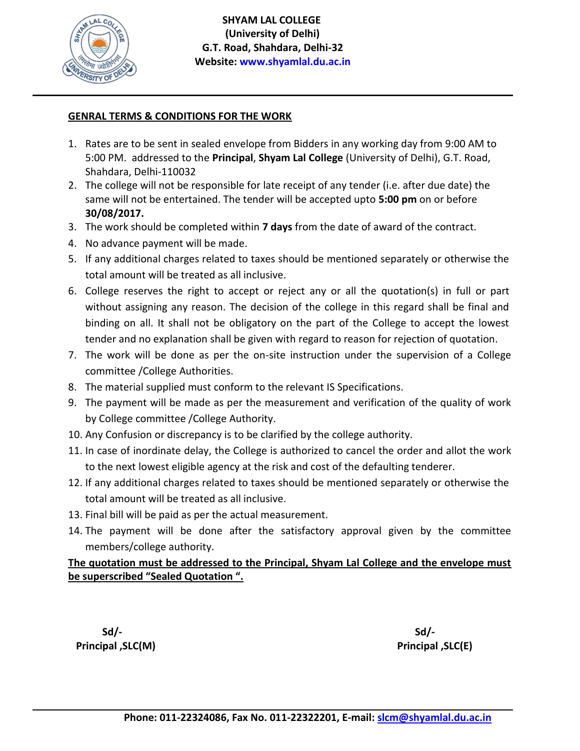SHYAM LAL COLLEGE
(University of Delhi)
G.T. Road, Shahdara, Delhi-32
Website: www.shyamlal.du.ac.in

## GENRAL TERMS & CONDITIONS FOR THE WORK

1. Rates are to be sent in sealed envelope from Bidders in any working day from 9:00 AM to 5:00 PM. addressed to the **Principal**, **Shyam Lal College** (University of Delhi), G.T. Road, Shahdara, Delhi-110032
2. The college will not be responsible for late receipt of any tender (i.e. after due date) the same will not be entertained. The tender will be accepted upto **5:00 pm** on or before **30/08/2017.**
3. The work should be completed within **7 days** from the date of award of the contract.
4. No advance payment will be made.
5. If any additional charges related to taxes should be mentioned separately or otherwise the total amount will be treated as all inclusive.
6. College reserves the right to accept or reject any or all the quotation(s) in full or part without assigning any reason. The decision of the college in this regard shall be final and binding on all. It shall not be obligatory on the part of the College to accept the lowest tender and no explanation shall be given with regard to reason for rejection of quotation.
7. The work will be done as per the on-site instruction under the supervision of a College committee /College Authorities.
8. The material supplied must conform to the relevant IS Specifications.
9. The payment will be made as per the measurement and verification of the quality of work by College committee /College Authority.
10. Any Confusion or discrepancy is to be clarified by the college authority.
11. In case of inordinate delay, the College is authorized to cancel the order and allot the work to the next lowest eligible agency at the risk and cost of the defaulting tenderer.
12. If any additional charges related to taxes should be mentioned separately or otherwise the total amount will be treated as all inclusive.
13. Final bill will be paid as per the actual measurement.
14. The payment will be done after the satisfactory approval given by the committee members/college authority.

**The quotation must be addressed to the Principal, Shyam Lal College and the envelope must be superscribed "Sealed Quotation ".**

**Sd/-**
**Principal ,SLC(M)**

**Sd/-**
**Principal ,SLC(E)**

**Phone: 011-22324086, Fax No. 011-22322201, E-mail: slcm@shyamlal.du.ac.in**